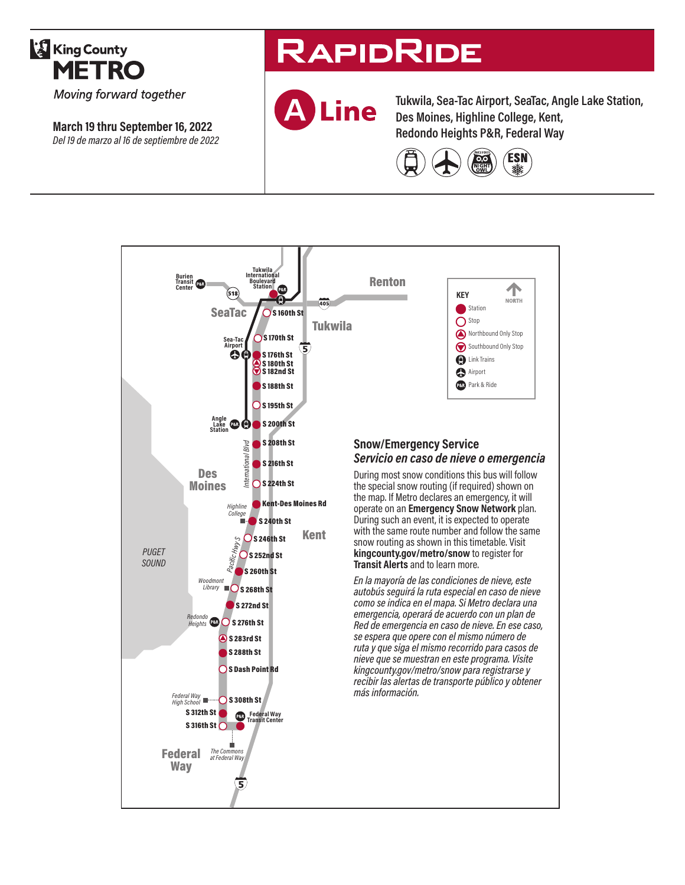King County
# METRO
*Moving forward together*

**March 19 thru September 16, 2022**
*Del 19 de marzo al 16 de septiembre de 2022*

# RAPIDRIDE

## A Line

**Tukwila, Sea-Tac Airport, SeaTac, Angle Lake Station, Des Moines, Highline College, Kent, Redondo Heights P&R, Federal Way**

Tukwila International Boulevard Station
S 160th St
S 170th St
S 176th St
S 180th St
S 182nd St
S 188th St
S 195th St
S 200th St
S 208th St
S 216th St
S 224th St
Kent-Des Moines Rd
S 240th St
S 246th St
S 252nd St
S 260th St
S 268th St
S 272nd St
S 276th St
S 283rd St
S 288th St
S Dash Point Rd
S 308th St
S 312th St
S 316th St
Federal Way Transit Center

**KEY**
- Station
- Stop
- Northbound Only Stop
- Southbound Only Stop
- Link Trains
- Airport
- Park & Ride

## Snow/Emergency Service

### *Servicio en caso de nieve o emergencia*

During most snow conditions this bus will follow the special snow routing (if required) shown on the map. If Metro declares an emergency, it will operate on an **Emergency Snow Network** plan. During such an event, it is expected to operate with the same route number and follow the same snow routing as shown in this timetable. Visit **kingcounty.gov/metro/snow** to register for **Transit Alerts** and to learn more.

*En la mayoría de las condiciones de nieve, este autobús seguirá la ruta especial en caso de nieve como se indica en el mapa. Si Metro declara una emergencia, operará de acuerdo con un plan de Red de emergencia en caso de nieve. En ese caso, se espera que opere con el mismo número de ruta y que siga el mismo recorrido para casos de nieve que se muestran en este programa. Visite kingcounty.gov/metro/snow para registrarse y recibir las alertas de transporte público y obtener más información.*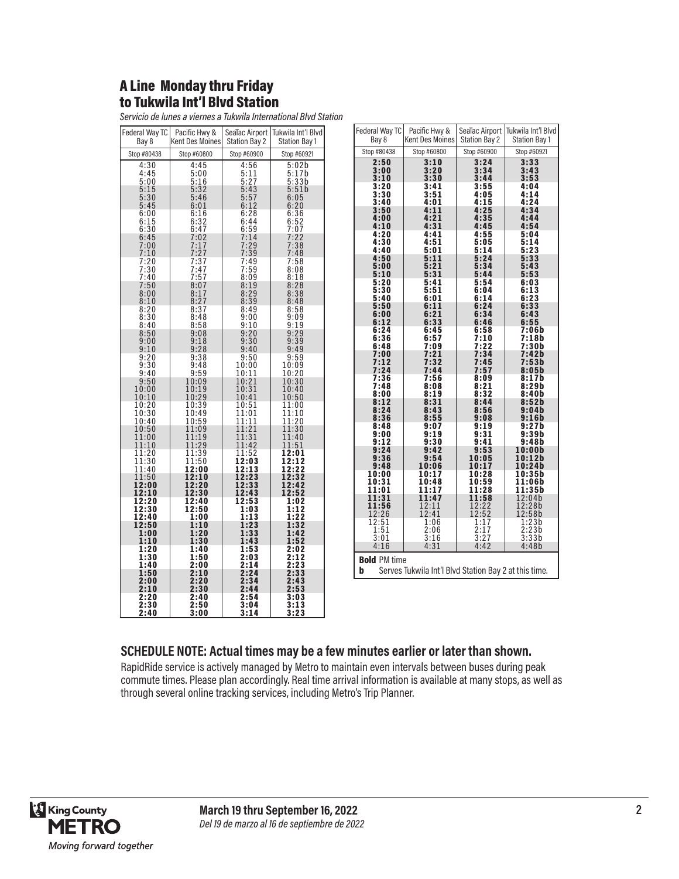## A Line Monday thru Friday to Tukwila Int'l Blvd Station

*Servicio de lunes a viernes a Tukwila International Blvd Station*

| Federal Way TC Bay 8 | Pacific Hwy & Kent Des Moines | SeaTac Airport Station Bay 2 | Tukwila Int'l Blvd Station Bay 1 |
|---|---|---|---|
| Stop #80438 | Stop #60800 | Stop #60900 | Stop #60921 |
| 4:30 | 4:45 | 4:56 | 5:02b |
| 4:45 | 5:00 | 5:11 | 5:17b |
| 5:00 | 5:16 | 5:27 | 5:33b |
| 5:15 | 5:32 | 5:43 | 5:51b |
| 5:30 | 5:46 | 5:57 | 6:05 |
| 5:45 | 6:01 | 6:12 | 6:20 |
| 6:00 | 6:16 | 6:28 | 6:36 |
| 6:15 | 6:32 | 6:44 | 6:52 |
| 6:30 | 6:47 | 6:59 | 7:07 |
| 6:45 | 7:02 | 7:14 | 7:22 |
| 7:00 | 7:17 | 7:29 | 7:38 |
| 7:10 | 7:27 | 7:39 | 7:48 |
| 7:20 | 7:37 | 7:49 | 7:58 |
| 7:30 | 7:47 | 7:59 | 8:08 |
| 7:40 | 7:57 | 8:09 | 8:18 |
| 7:50 | 8:07 | 8:19 | 8:28 |
| 8:00 | 8:17 | 8:29 | 8:38 |
| 8:10 | 8:27 | 8:39 | 8:48 |
| 8:20 | 8:37 | 8:49 | 8:58 |
| 8:30 | 8:48 | 9:00 | 9:09 |
| 8:40 | 8:58 | 9:10 | 9:19 |
| 8:50 | 9:08 | 9:20 | 9:29 |
| 9:00 | 9:18 | 9:30 | 9:39 |
| 9:10 | 9:28 | 9:40 | 9:49 |
| 9:20 | 9:38 | 9:50 | 9:59 |
| 9:30 | 9:48 | 10:00 | 10:09 |
| 9:40 | 9:59 | 10:11 | 10:20 |
| 9:50 | 10:09 | 10:21 | 10:30 |
| 10:00 | 10:19 | 10:31 | 10:40 |
| 10:10 | 10:29 | 10:41 | 10:50 |
| 10:20 | 10:39 | 10:51 | 11:00 |
| 10:30 | 10:49 | 11:01 | 11:10 |
| 10:40 | 10:59 | 11:11 | 11:20 |
| 10:50 | 11:09 | 11:21 | 11:30 |
| 11:00 | 11:19 | 11:31 | 11:40 |
| 11:10 | 11:29 | 11:42 | 11:51 |
| 11:20 | 11:39 | 11:52 | **12:01** |
| 11:30 | 11:50 | **12:03** | **12:12** |
| 11:40 | **12:00** | **12:13** | **12:22** |
| 11:50 | **12:10** | **12:23** | **12:32** |
| **12:00** | **12:20** | **12:33** | **12:42** |
| **12:10** | **12:30** | **12:43** | **12:52** |
| **12:20** | **12:40** | **12:53** | **1:02** |
| **12:30** | **12:50** | **1:03** | **1:12** |
| **12:40** | **1:00** | **1:13** | **1:22** |
| **12:50** | **1:10** | **1:23** | **1:32** |
| **1:00** | **1:20** | **1:33** | **1:42** |
| **1:10** | **1:30** | **1:43** | **1:52** |
| **1:20** | **1:40** | **1:53** | **2:02** |
| **1:30** | **1:50** | **2:03** | **2:12** |
| **1:40** | **2:00** | **2:14** | **2:23** |
| **1:50** | **2:10** | **2:24** | **2:33** |
| **2:00** | **2:20** | **2:34** | **2:43** |
| **2:10** | **2:30** | **2:44** | **2:53** |
| **2:20** | **2:40** | **2:54** | **3:03** |
| **2:30** | **2:50** | **3:04** | **3:13** |
| **2:40** | **3:00** | **3:14** | **3:23** |
| **2:50** | **3:10** | **3:24** | **3:33** |
| **3:00** | **3:20** | **3:34** | **3:43** |
| **3:10** | **3:30** | **3:44** | **3:53** |
| **3:20** | **3:41** | **3:55** | **4:04** |
| **3:30** | **3:51** | **4:05** | **4:14** |
| **3:40** | **4:01** | **4:15** | **4:24** |
| **3:50** | **4:11** | **4:25** | **4:34** |
| **4:00** | **4:21** | **4:35** | **4:44** |
| **4:10** | **4:31** | **4:45** | **4:54** |
| **4:20** | **4:41** | **4:55** | **5:04** |
| **4:30** | **4:51** | **5:05** | **5:14** |
| **4:40** | **5:01** | **5:14** | **5:23** |
| **4:50** | **5:11** | **5:24** | **5:33** |
| **5:00** | **5:21** | **5:34** | **5:43** |
| **5:10** | **5:31** | **5:44** | **5:53** |
| **5:20** | **5:41** | **5:54** | **6:03** |
| **5:30** | **5:51** | **6:04** | **6:13** |
| **5:40** | **6:01** | **6:14** | **6:23** |
| **5:50** | **6:11** | **6:24** | **6:33** |
| **6:00** | **6:21** | **6:34** | **6:43** |
| **6:12** | **6:33** | **6:46** | **6:55** |
| **6:24** | **6:45** | **6:58** | **7:06b** |
| **6:36** | **6:57** | **7:10** | **7:18b** |
| **6:48** | **7:09** | **7:22** | **7:30b** |
| **7:00** | **7:21** | **7:34** | **7:42b** |
| **7:12** | **7:32** | **7:45** | **7:53b** |
| **7:24** | **7:44** | **7:57** | **8:05b** |
| **7:36** | **7:56** | **8:09** | **8:17b** |
| **7:48** | **8:08** | **8:21** | **8:29b** |
| **8:00** | **8:19** | **8:32** | **8:40b** |
| **8:12** | **8:31** | **8:44** | **8:52b** |
| **8:24** | **8:43** | **8:56** | **9:04b** |
| **8:36** | **8:55** | **9:08** | **9:16b** |
| **8:48** | **9:07** | **9:19** | **9:27b** |
| **9:00** | **9:19** | **9:31** | **9:39b** |
| **9:12** | **9:30** | **9:41** | **9:48b** |
| **9:24** | **9:42** | **9:53** | **10:00b** |
| **9:36** | **9:54** | **10:05** | **10:12b** |
| **9:48** | **10:06** | **10:17** | **10:24b** |
| **10:00** | **10:17** | **10:28** | **10:35b** |
| **10:31** | **10:48** | **10:59** | **11:06b** |
| **11:01** | **11:17** | **11:28** | **11:35b** |
| **11:31** | **11:47** | **11:58** | 12:04b |
| **11:56** | 12:11 | 12:22 | 12:28b |
| 12:26 | 12:41 | 12:52 | 12:58b |
| 12:51 | 1:06 | 1:17 | 1:23b |
| 1:51 | 2:06 | 2:17 | 2:23b |
| 3:01 | 3:16 | 3:27 | 3:33b |
| 4:16 | 4:31 | 4:42 | 4:48b |

**Bold** PM time

**b** Serves Tukwila Int'l Blvd Station Bay 2 at this time.

### SCHEDULE NOTE: Actual times may be a few minutes earlier or later than shown.

RapidRide service is actively managed by Metro to maintain even intervals between buses during peak commute times. Please plan accordingly. Real time arrival information is available at many stops, as well as through several online tracking services, including Metro's Trip Planner.

**March 19 thru September 16, 2022**
*Del 19 de marzo al 16 de septiembre de 2022*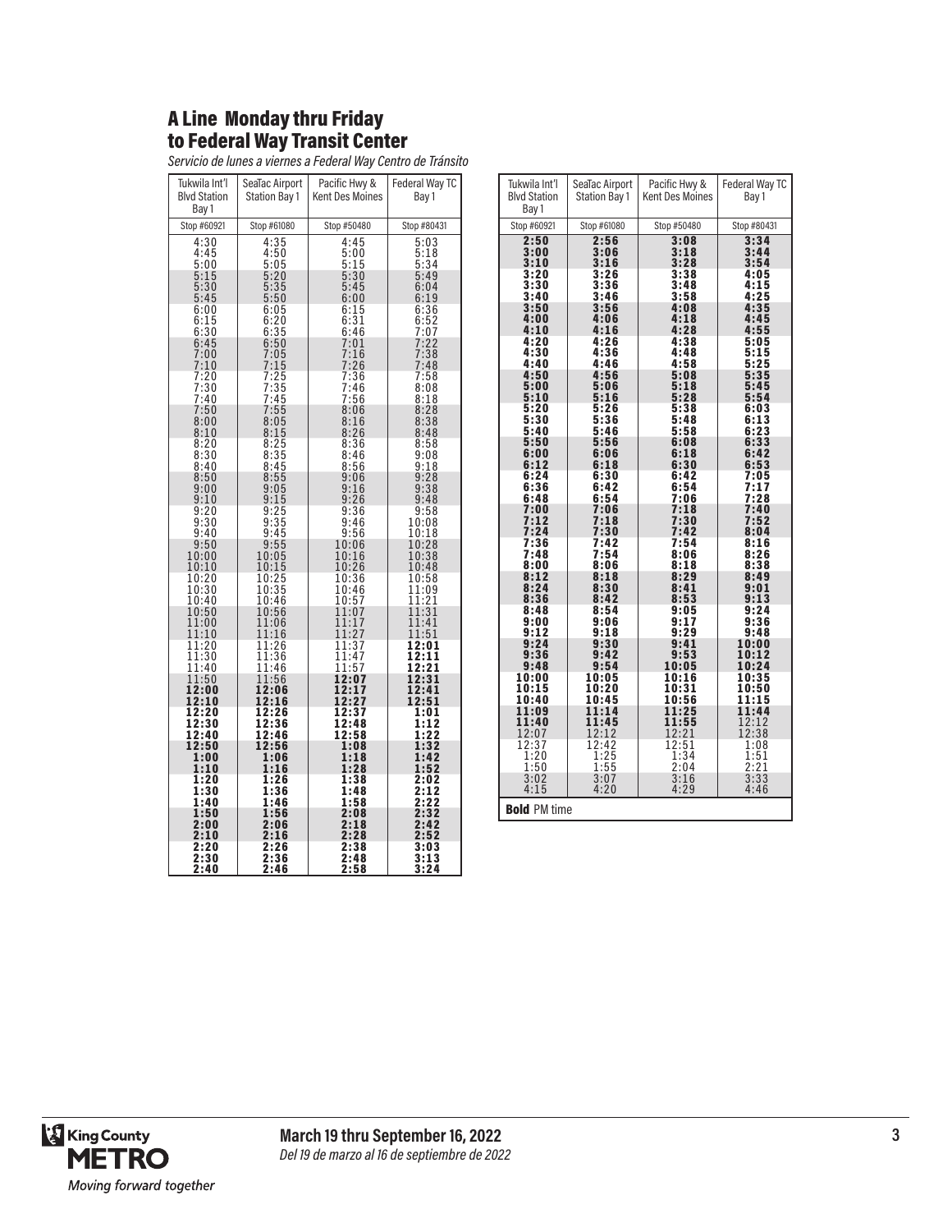## A Line Monday thru Friday to Federal Way Transit Center

*Servicio de lunes a viernes a Federal Way Centro de Tránsito*

| Tukwila Int'l Blvd Station Bay 1 | SeaTac Airport Station Bay 1 | Pacific Hwy & Kent Des Moines | Federal Way TC Bay 1 |
|---|---|---|---|
| Stop #60921 | Stop #61080 | Stop #50480 | Stop #80431 |
| 4:30 | 4:35 | 4:45 | 5:03 |
| 4:45 | 4:50 | 5:00 | 5:18 |
| 5:00 | 5:05 | 5:15 | 5:34 |
| 5:15 | 5:20 | 5:30 | 5:49 |
| 5:30 | 5:35 | 5:45 | 6:04 |
| 5:45 | 5:50 | 6:00 | 6:19 |
| 6:00 | 6:05 | 6:15 | 6:36 |
| 6:15 | 6:20 | 6:31 | 6:52 |
| 6:30 | 6:35 | 6:46 | 7:07 |
| 6:45 | 6:50 | 7:01 | 7:22 |
| 7:00 | 7:05 | 7:16 | 7:38 |
| 7:10 | 7:15 | 7:26 | 7:48 |
| 7:20 | 7:25 | 7:36 | 7:58 |
| 7:30 | 7:35 | 7:46 | 8:08 |
| 7:40 | 7:45 | 7:56 | 8:18 |
| 7:50 | 7:55 | 8:06 | 8:28 |
| 8:00 | 8:05 | 8:16 | 8:38 |
| 8:10 | 8:15 | 8:26 | 8:48 |
| 8:20 | 8:25 | 8:36 | 8:58 |
| 8:30 | 8:35 | 8:46 | 9:08 |
| 8:40 | 8:45 | 8:56 | 9:18 |
| 8:50 | 8:55 | 9:06 | 9:28 |
| 9:00 | 9:05 | 9:16 | 9:38 |
| 9:10 | 9:15 | 9:26 | 9:48 |
| 9:20 | 9:25 | 9:36 | 9:58 |
| 9:30 | 9:35 | 9:46 | 10:08 |
| 9:40 | 9:45 | 9:56 | 10:18 |
| 9:50 | 9:55 | 10:06 | 10:28 |
| 10:00 | 10:05 | 10:16 | 10:38 |
| 10:10 | 10:15 | 10:26 | 10:48 |
| 10:20 | 10:25 | 10:36 | 10:58 |
| 10:30 | 10:35 | 10:46 | 11:09 |
| 10:40 | 10:46 | 10:57 | 11:21 |
| 10:50 | 10:56 | 11:07 | 11:31 |
| 11:00 | 11:06 | 11:17 | 11:41 |
| 11:10 | 11:16 | 11:27 | 11:51 |
| 11:20 | 11:26 | 11:37 | **12:01** |
| 11:30 | 11:36 | 11:47 | **12:11** |
| 11:40 | 11:46 | 11:57 | **12:21** |
| 11:50 | 11:56 | **12:07** | **12:31** |
| **12:00** | **12:06** | **12:17** | **12:41** |
| **12:10** | **12:16** | **12:27** | **12:51** |
| **12:20** | **12:26** | **12:37** | **1:01** |
| **12:30** | **12:36** | **12:48** | **1:12** |
| **12:40** | **12:46** | **12:58** | **1:22** |
| **12:50** | **12:56** | **1:08** | **1:32** |
| **1:00** | **1:06** | **1:18** | **1:42** |
| **1:10** | **1:16** | **1:28** | **1:52** |
| **1:20** | **1:26** | **1:38** | **2:02** |
| **1:30** | **1:36** | **1:48** | **2:12** |
| **1:40** | **1:46** | **1:58** | **2:22** |
| **1:50** | **1:56** | **2:08** | **2:32** |
| **2:00** | **2:06** | **2:18** | **2:42** |
| **2:10** | **2:16** | **2:28** | **2:52** |
| **2:20** | **2:26** | **2:38** | **3:03** |
| **2:30** | **2:36** | **2:48** | **3:13** |
| **2:40** | **2:46** | **2:58** | **3:24** |
| **2:50** | **2:56** | **3:08** | **3:34** |
| **3:00** | **3:06** | **3:18** | **3:44** |
| **3:10** | **3:16** | **3:28** | **3:54** |
| **3:20** | **3:26** | **3:38** | **4:05** |
| **3:30** | **3:36** | **3:48** | **4:15** |
| **3:40** | **3:46** | **3:58** | **4:25** |
| **3:50** | **3:56** | **4:08** | **4:35** |
| **4:00** | **4:06** | **4:18** | **4:45** |
| **4:10** | **4:16** | **4:28** | **4:55** |
| **4:20** | **4:26** | **4:38** | **5:05** |
| **4:30** | **4:36** | **4:48** | **5:15** |
| **4:40** | **4:46** | **4:58** | **5:25** |
| **4:50** | **4:56** | **5:08** | **5:35** |
| **5:00** | **5:06** | **5:18** | **5:45** |
| **5:10** | **5:16** | **5:28** | **5:54** |
| **5:20** | **5:26** | **5:38** | **6:03** |
| **5:30** | **5:36** | **5:48** | **6:13** |
| **5:40** | **5:46** | **5:58** | **6:23** |
| **5:50** | **5:56** | **6:08** | **6:33** |
| **6:00** | **6:06** | **6:18** | **6:42** |
| **6:12** | **6:18** | **6:30** | **6:53** |
| **6:24** | **6:30** | **6:42** | **7:05** |
| **6:36** | **6:42** | **6:54** | **7:17** |
| **6:48** | **6:54** | **7:06** | **7:28** |
| **7:00** | **7:06** | **7:18** | **7:40** |
| **7:12** | **7:18** | **7:30** | **7:52** |
| **7:24** | **7:30** | **7:42** | **8:04** |
| **7:36** | **7:42** | **7:54** | **8:16** |
| **7:48** | **7:54** | **8:06** | **8:26** |
| **8:00** | **8:06** | **8:18** | **8:38** |
| **8:12** | **8:18** | **8:29** | **8:49** |
| **8:24** | **8:30** | **8:41** | **9:01** |
| **8:36** | **8:42** | **8:53** | **9:13** |
| **8:48** | **8:54** | **9:05** | **9:24** |
| **9:00** | **9:06** | **9:17** | **9:36** |
| **9:12** | **9:18** | **9:29** | **9:48** |
| **9:24** | **9:30** | **9:41** | **10:00** |
| **9:36** | **9:42** | **9:53** | **10:12** |
| **9:48** | **9:54** | **10:05** | **10:24** |
| **10:00** | **10:05** | **10:16** | **10:35** |
| **10:15** | **10:20** | **10:31** | **10:50** |
| **10:40** | **10:45** | **10:56** | **11:15** |
| **11:09** | **11:14** | **11:25** | **11:44** |
| **11:40** | **11:45** | **11:55** | 12:12 |
| 12:07 | 12:12 | 12:21 | 12:38 |
| 12:37 | 12:42 | 12:51 | 1:08 |
| 1:20 | 1:25 | 1:34 | 1:51 |
| 1:50 | 1:55 | 2:04 | 2:21 |
| 3:02 | 3:07 | 3:16 | 3:33 |
| 4:15 | 4:20 | 4:29 | 4:46 |

**Bold** PM time

**March 19 thru September 16, 2022**

*Del 19 de marzo al 16 de septiembre de 2022*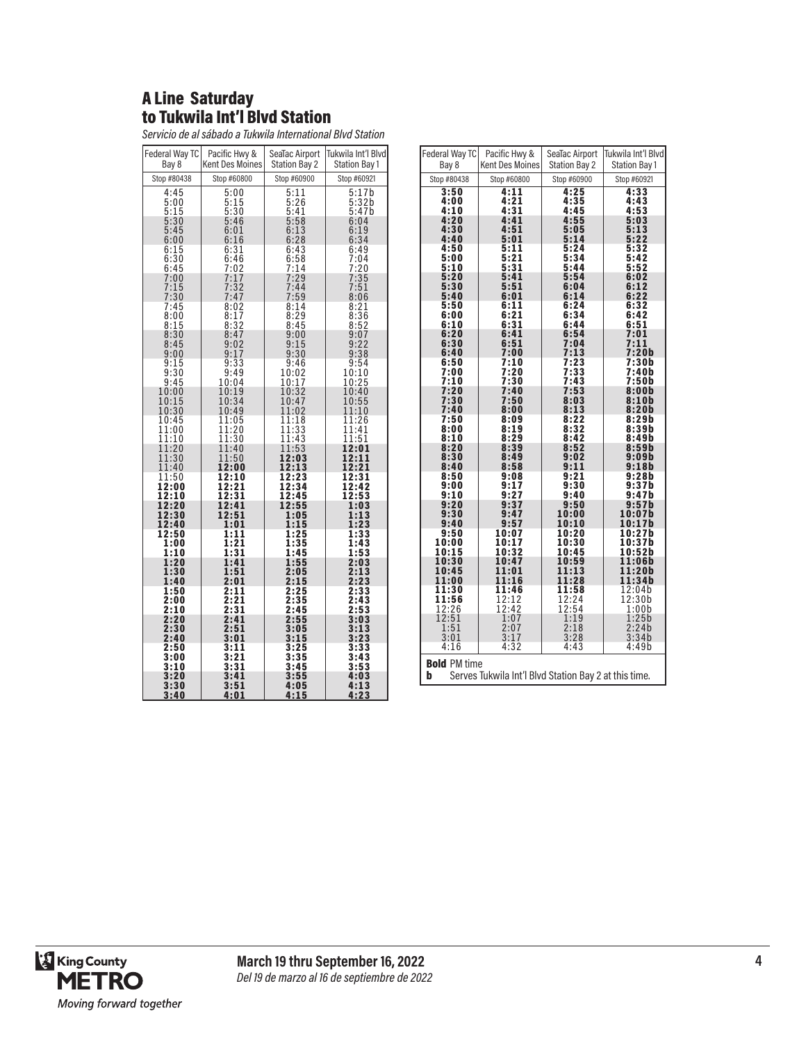# A Line Saturday to Tukwila Int'l Blvd Station

*Servicio de al sábado a Tukwila International Blvd Station*

| Federal Way TC Bay 8 | Pacific Hwy & Kent Des Moines | SeaTac Airport Station Bay 2 | Tukwila Int'l Blvd Station Bay 1 |
|---|---|---|---|
| Stop #80438 | Stop #60800 | Stop #60900 | Stop #60921 |
| 4:45 | 5:00 | 5:11 | 5:17b |
| 5:00 | 5:15 | 5:26 | 5:32b |
| 5:15 | 5:30 | 5:41 | 5:47b |
| 5:30 | 5:46 | 5:58 | 6:04 |
| 5:45 | 6:01 | 6:13 | 6:19 |
| 6:00 | 6:16 | 6:28 | 6:34 |
| 6:15 | 6:31 | 6:43 | 6:49 |
| 6:30 | 6:46 | 6:58 | 7:04 |
| 6:45 | 7:02 | 7:14 | 7:20 |
| 7:00 | 7:17 | 7:29 | 7:35 |
| 7:15 | 7:32 | 7:44 | 7:51 |
| 7:30 | 7:47 | 7:59 | 8:06 |
| 7:45 | 8:02 | 8:14 | 8:21 |
| 8:00 | 8:17 | 8:29 | 8:36 |
| 8:15 | 8:32 | 8:45 | 8:52 |
| 8:30 | 8:47 | 9:00 | 9:07 |
| 8:45 | 9:02 | 9:15 | 9:22 |
| 9:00 | 9:17 | 9:30 | 9:38 |
| 9:15 | 9:33 | 9:46 | 9:54 |
| 9:30 | 9:49 | 10:02 | 10:10 |
| 9:45 | 10:04 | 10:17 | 10:25 |
| 10:00 | 10:19 | 10:32 | 10:40 |
| 10:15 | 10:34 | 10:47 | 10:55 |
| 10:30 | 10:49 | 11:02 | 11:10 |
| 10:45 | 11:05 | 11:18 | 11:26 |
| 11:00 | 11:20 | 11:33 | 11:41 |
| 11:10 | 11:30 | 11:43 | 11:51 |
| 11:20 | 11:40 | 11:53 | **12:01** |
| 11:30 | 11:50 | **12:03** | **12:11** |
| 11:40 | **12:00** | **12:13** | **12:21** |
| 11:50 | **12:10** | **12:23** | **12:31** |
| **12:00** | **12:21** | **12:34** | **12:42** |
| **12:10** | **12:31** | **12:45** | **12:53** |
| **12:20** | **12:41** | **12:55** | **1:03** |
| **12:30** | **12:51** | **1:05** | **1:13** |
| **12:40** | **1:01** | **1:15** | **1:23** |
| **12:50** | **1:11** | **1:25** | **1:33** |
| **1:00** | **1:21** | **1:35** | **1:43** |
| **1:10** | **1:31** | **1:45** | **1:53** |
| **1:20** | **1:41** | **1:55** | **2:03** |
| **1:30** | **1:51** | **2:05** | **2:13** |
| **1:40** | **2:01** | **2:15** | **2:23** |
| **1:50** | **2:11** | **2:25** | **2:33** |
| **2:00** | **2:21** | **2:35** | **2:43** |
| **2:10** | **2:31** | **2:45** | **2:53** |
| **2:20** | **2:41** | **2:55** | **3:03** |
| **2:30** | **2:51** | **3:05** | **3:13** |
| **2:40** | **3:01** | **3:15** | **3:23** |
| **2:50** | **3:11** | **3:25** | **3:33** |
| **3:00** | **3:21** | **3:35** | **3:43** |
| **3:10** | **3:31** | **3:45** | **3:53** |
| **3:20** | **3:41** | **3:55** | **4:03** |
| **3:30** | **3:51** | **4:05** | **4:13** |
| **3:40** | **4:01** | **4:15** | **4:23** |
| **3:50** | **4:11** | **4:25** | **4:33** |
| **4:00** | **4:21** | **4:35** | **4:43** |
| **4:10** | **4:31** | **4:45** | **4:53** |
| **4:20** | **4:41** | **4:55** | **5:03** |
| **4:30** | **4:51** | **5:05** | **5:13** |
| **4:40** | **5:01** | **5:14** | **5:22** |
| **4:50** | **5:11** | **5:24** | **5:32** |
| **5:00** | **5:21** | **5:34** | **5:42** |
| **5:10** | **5:31** | **5:44** | **5:52** |
| **5:20** | **5:41** | **5:54** | **6:02** |
| **5:30** | **5:51** | **6:04** | **6:12** |
| **5:40** | **6:01** | **6:14** | **6:22** |
| **5:50** | **6:11** | **6:24** | **6:32** |
| **6:00** | **6:21** | **6:34** | **6:42** |
| **6:10** | **6:31** | **6:44** | **6:51** |
| **6:20** | **6:41** | **6:54** | **7:01** |
| **6:30** | **6:51** | **7:04** | **7:11** |
| **6:40** | **7:00** | **7:13** | **7:20b** |
| **6:50** | **7:10** | **7:23** | **7:30b** |
| **7:00** | **7:20** | **7:33** | **7:40b** |
| **7:10** | **7:30** | **7:43** | **7:50b** |
| **7:20** | **7:40** | **7:53** | **8:00b** |
| **7:30** | **7:50** | **8:03** | **8:10b** |
| **7:40** | **8:00** | **8:13** | **8:20b** |
| **7:50** | **8:09** | **8:22** | **8:29b** |
| **8:00** | **8:19** | **8:32** | **8:39b** |
| **8:10** | **8:29** | **8:42** | **8:49b** |
| **8:20** | **8:39** | **8:52** | **8:59b** |
| **8:30** | **8:49** | **9:02** | **9:09b** |
| **8:40** | **8:58** | **9:11** | **9:18b** |
| **8:50** | **9:08** | **9:21** | **9:28b** |
| **9:00** | **9:17** | **9:30** | **9:37b** |
| **9:10** | **9:27** | **9:40** | **9:47b** |
| **9:20** | **9:37** | **9:50** | **9:57b** |
| **9:30** | **9:47** | **10:00** | **10:07b** |
| **9:40** | **9:57** | **10:10** | **10:17b** |
| **9:50** | **10:07** | **10:20** | **10:27b** |
| **10:00** | **10:17** | **10:30** | **10:37b** |
| **10:15** | **10:32** | **10:45** | **10:52b** |
| **10:30** | **10:47** | **10:59** | **11:06b** |
| **10:45** | **11:01** | **11:13** | **11:20b** |
| **11:00** | **11:16** | **11:28** | **11:34b** |
| **11:30** | **11:46** | **11:58** | 12:04b |
| **11:56** | 12:12 | 12:24 | 12:30b |
| 12:26 | 12:42 | 12:54 | 1:00b |
| 12:51 | 1:07 | 1:19 | 1:25b |
| 1:51 | 2:07 | 2:18 | 2:24b |
| 3:01 | 3:17 | 3:28 | 3:34b |
| 4:16 | 4:32 | 4:43 | 4:49b |

**Bold** PM time

**b** Serves Tukwila Int'l Blvd Station Bay 2 at this time.

**March 19 thru September 16, 2022**

*Del 19 de marzo al 16 de septiembre de 2022*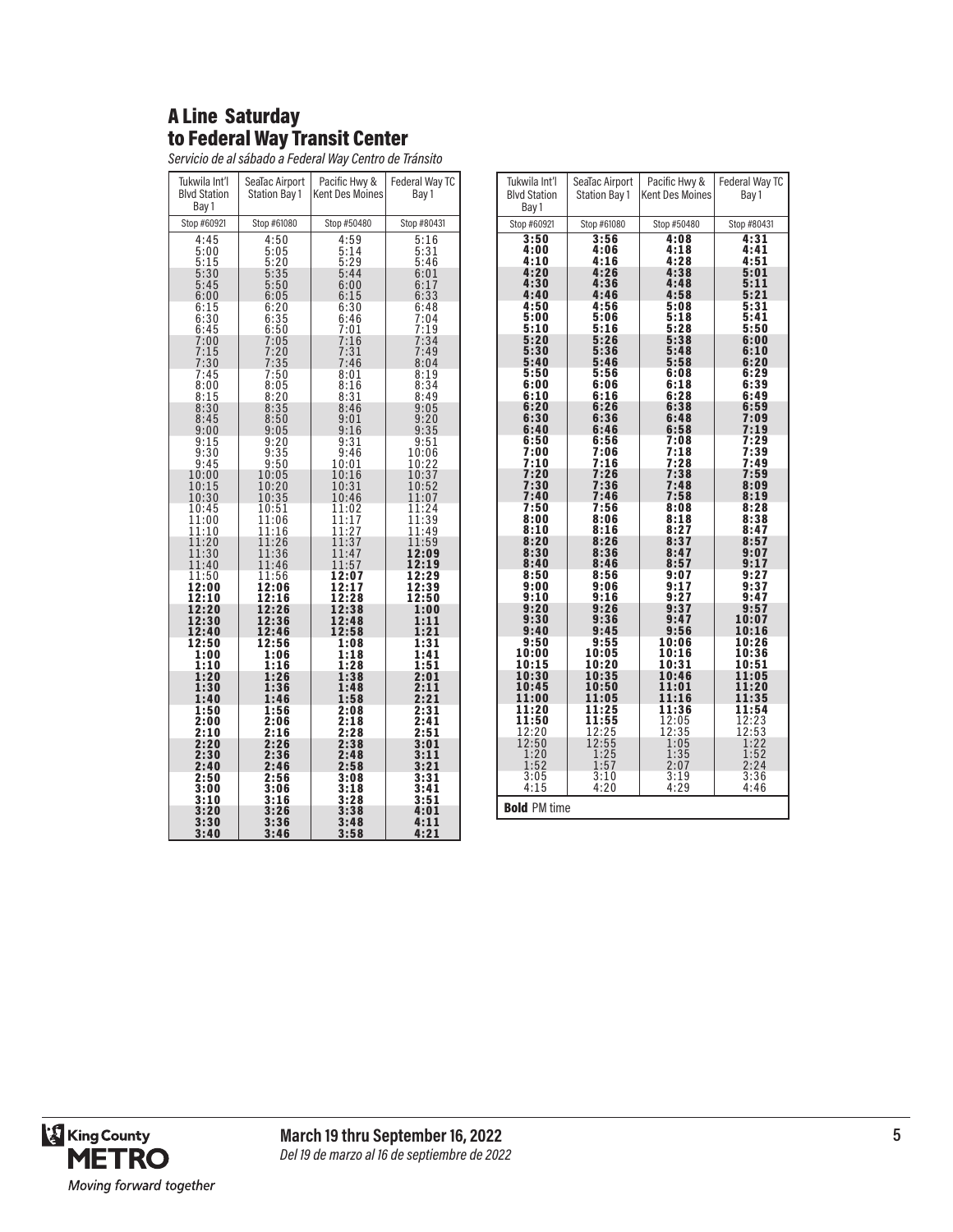# A Line Saturday
## to Federal Way Transit Center

*Servicio de al sábado a Federal Way Centro de Tránsito*

| Tukwila Int'l Blvd Station Bay 1 | SeaTac Airport Station Bay 1 | Pacific Hwy & Kent Des Moines | Federal Way TC Bay 1 |
|---|---|---|---|
| Stop #60921 | Stop #61080 | Stop #50480 | Stop #80431 |
| 4:45 | 4:50 | 4:59 | 5:16 |
| 5:00 | 5:05 | 5:14 | 5:31 |
| 5:15 | 5:20 | 5:29 | 5:46 |
| 5:30 | 5:35 | 5:44 | 6:01 |
| 5:45 | 5:50 | 6:00 | 6:17 |
| 6:00 | 6:05 | 6:15 | 6:33 |
| 6:15 | 6:20 | 6:30 | 6:48 |
| 6:30 | 6:35 | 6:46 | 7:04 |
| 6:45 | 6:50 | 7:01 | 7:19 |
| 7:00 | 7:05 | 7:16 | 7:34 |
| 7:15 | 7:20 | 7:31 | 7:49 |
| 7:30 | 7:35 | 7:46 | 8:04 |
| 7:45 | 7:50 | 8:01 | 8:19 |
| 8:00 | 8:05 | 8:16 | 8:34 |
| 8:15 | 8:20 | 8:31 | 8:49 |
| 8:30 | 8:35 | 8:46 | 9:05 |
| 8:45 | 8:50 | 9:01 | 9:20 |
| 9:00 | 9:05 | 9:16 | 9:35 |
| 9:15 | 9:20 | 9:31 | 9:51 |
| 9:30 | 9:35 | 9:46 | 10:06 |
| 9:45 | 9:50 | 10:01 | 10:22 |
| 10:00 | 10:05 | 10:16 | 10:37 |
| 10:15 | 10:20 | 10:31 | 10:52 |
| 10:30 | 10:35 | 10:46 | 11:07 |
| 10:45 | 10:51 | 11:02 | 11:24 |
| 11:00 | 11:06 | 11:17 | 11:39 |
| 11:10 | 11:16 | 11:27 | 11:49 |
| 11:20 | 11:26 | 11:37 | 11:59 |
| 11:30 | 11:36 | 11:47 | **12:09** |
| 11:40 | 11:46 | 11:57 | **12:19** |
| 11:50 | 11:56 | **12:07** | **12:29** |
| **12:00** | **12:06** | **12:17** | **12:39** |
| **12:10** | **12:16** | **12:28** | **12:50** |
| **12:20** | **12:26** | **12:38** | **1:00** |
| **12:30** | **12:36** | **12:48** | **1:11** |
| **12:40** | **12:46** | **12:58** | **1:21** |
| **12:50** | **12:56** | **1:08** | **1:31** |
| **1:00** | **1:06** | **1:18** | **1:41** |
| **1:10** | **1:16** | **1:28** | **1:51** |
| **1:20** | **1:26** | **1:38** | **2:01** |
| **1:30** | **1:36** | **1:48** | **2:11** |
| **1:40** | **1:46** | **1:58** | **2:21** |
| **1:50** | **1:56** | **2:08** | **2:31** |
| **2:00** | **2:06** | **2:18** | **2:41** |
| **2:10** | **2:16** | **2:28** | **2:51** |
| **2:20** | **2:26** | **2:38** | **3:01** |
| **2:30** | **2:36** | **2:48** | **3:11** |
| **2:40** | **2:46** | **2:58** | **3:21** |
| **2:50** | **2:56** | **3:08** | **3:31** |
| **3:00** | **3:06** | **3:18** | **3:41** |
| **3:10** | **3:16** | **3:28** | **3:51** |
| **3:20** | **3:26** | **3:38** | **4:01** |
| **3:30** | **3:36** | **3:48** | **4:11** |
| **3:40** | **3:46** | **3:58** | **4:21** |
| **3:50** | **3:56** | **4:08** | **4:31** |
| **4:00** | **4:06** | **4:18** | **4:41** |
| **4:10** | **4:16** | **4:28** | **4:51** |
| **4:20** | **4:26** | **4:38** | **5:01** |
| **4:30** | **4:36** | **4:48** | **5:11** |
| **4:40** | **4:46** | **4:58** | **5:21** |
| **4:50** | **4:56** | **5:08** | **5:31** |
| **5:00** | **5:06** | **5:18** | **5:41** |
| **5:10** | **5:16** | **5:28** | **5:50** |
| **5:20** | **5:26** | **5:38** | **6:00** |
| **5:30** | **5:36** | **5:48** | **6:10** |
| **5:40** | **5:46** | **5:58** | **6:20** |
| **5:50** | **5:56** | **6:08** | **6:29** |
| **6:00** | **6:06** | **6:18** | **6:39** |
| **6:10** | **6:16** | **6:28** | **6:49** |
| **6:20** | **6:26** | **6:38** | **6:59** |
| **6:30** | **6:36** | **6:48** | **7:09** |
| **6:40** | **6:46** | **6:58** | **7:19** |
| **6:50** | **6:56** | **7:08** | **7:29** |
| **7:00** | **7:06** | **7:18** | **7:39** |
| **7:10** | **7:16** | **7:28** | **7:49** |
| **7:20** | **7:26** | **7:38** | **7:59** |
| **7:30** | **7:36** | **7:48** | **8:09** |
| **7:40** | **7:46** | **7:58** | **8:19** |
| **7:50** | **7:56** | **8:08** | **8:28** |
| **8:00** | **8:06** | **8:18** | **8:38** |
| **8:10** | **8:16** | **8:27** | **8:47** |
| **8:20** | **8:26** | **8:37** | **8:57** |
| **8:30** | **8:36** | **8:47** | **9:07** |
| **8:40** | **8:46** | **8:57** | **9:17** |
| **8:50** | **8:56** | **9:07** | **9:27** |
| **9:00** | **9:06** | **9:17** | **9:37** |
| **9:10** | **9:16** | **9:27** | **9:47** |
| **9:20** | **9:26** | **9:37** | **9:57** |
| **9:30** | **9:36** | **9:47** | **10:07** |
| **9:40** | **9:45** | **9:56** | **10:16** |
| **9:50** | **9:55** | **10:06** | **10:26** |
| **10:00** | **10:05** | **10:16** | **10:36** |
| **10:15** | **10:20** | **10:31** | **10:51** |
| **10:30** | **10:35** | **10:46** | **11:05** |
| **10:45** | **10:50** | **11:01** | **11:20** |
| **11:00** | **11:05** | **11:16** | **11:35** |
| **11:20** | **11:25** | **11:36** | **11:54** |
| **11:50** | **11:55** | 12:05 | 12:23 |
| 12:20 | 12:25 | 12:35 | 12:53 |
| 12:50 | 12:55 | 1:05 | 1:22 |
| 1:20 | 1:25 | 1:35 | 1:52 |
| 1:52 | 1:57 | 2:07 | 2:24 |
| 3:05 | 3:10 | 3:19 | 3:36 |
| 4:15 | 4:20 | 4:29 | 4:46 |

**Bold** PM time

**March 19 thru September 16, 2022**

*Del 19 de marzo al 16 de septiembre de 2022*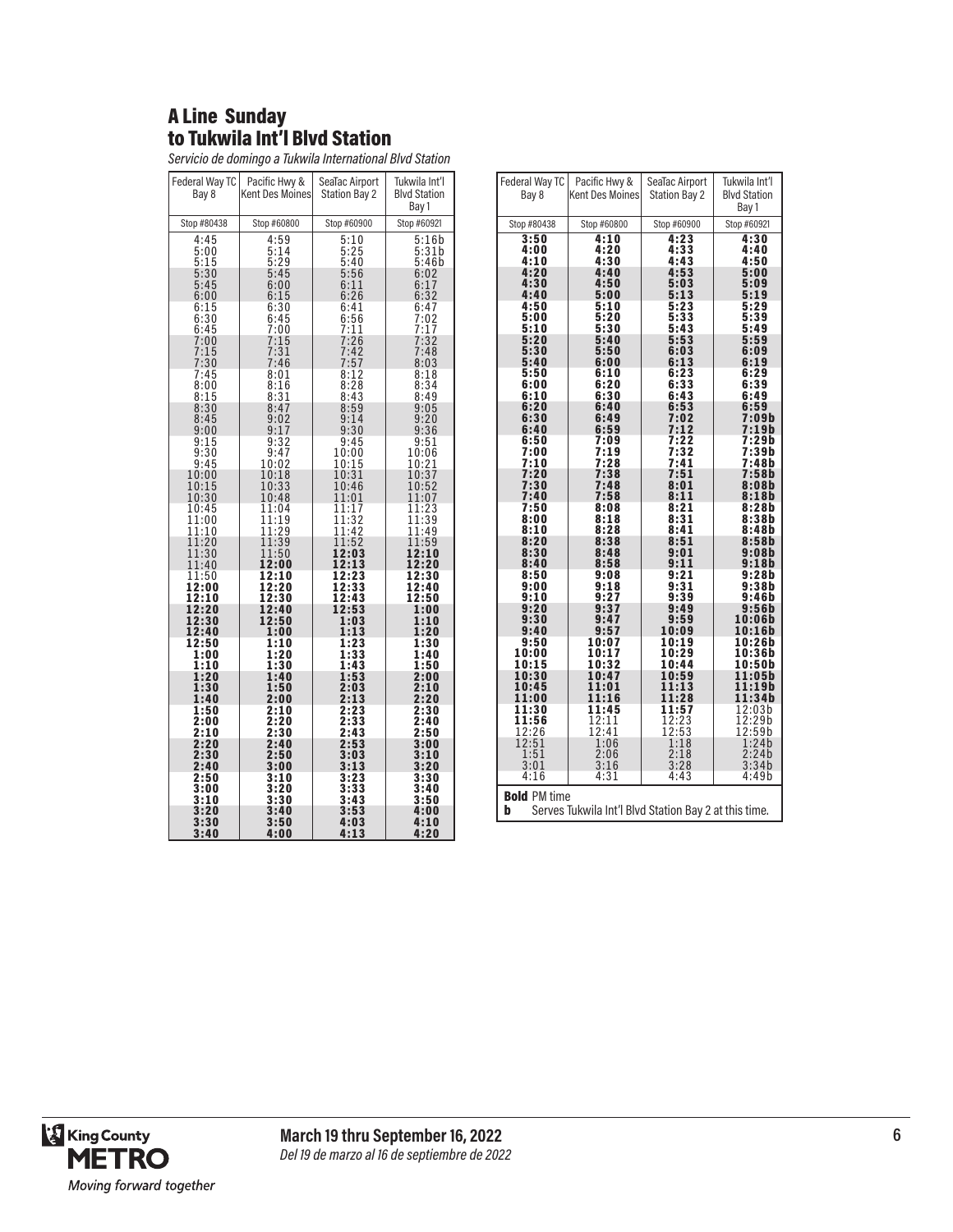# A Line Sunday
## to Tukwila Int'l Blvd Station

*Servicio de domingo a Tukwila International Blvd Station*

| Federal Way TC Bay 8 | Pacific Hwy & Kent Des Moines | SeaTac Airport Station Bay 2 | Tukwila Int'l Blvd Station Bay 1 |
|---|---|---|---|
| Stop #80438 | Stop #60800 | Stop #60900 | Stop #60921 |
| 4:45 | 4:59 | 5:10 | 5:16b |
| 5:00 | 5:14 | 5:25 | 5:31b |
| 5:15 | 5:29 | 5:40 | 5:46b |
| 5:30 | 5:45 | 5:56 | 6:02 |
| 5:45 | 6:00 | 6:11 | 6:17 |
| 6:00 | 6:15 | 6:26 | 6:32 |
| 6:15 | 6:30 | 6:41 | 6:47 |
| 6:30 | 6:45 | 6:56 | 7:02 |
| 6:45 | 7:00 | 7:11 | 7:17 |
| 7:00 | 7:15 | 7:26 | 7:32 |
| 7:15 | 7:31 | 7:42 | 7:48 |
| 7:30 | 7:46 | 7:57 | 8:03 |
| 7:45 | 8:01 | 8:12 | 8:18 |
| 8:00 | 8:16 | 8:28 | 8:34 |
| 8:15 | 8:31 | 8:43 | 8:49 |
| 8:30 | 8:47 | 8:59 | 9:05 |
| 8:45 | 9:02 | 9:14 | 9:20 |
| 9:00 | 9:17 | 9:30 | 9:36 |
| 9:15 | 9:32 | 9:45 | 9:51 |
| 9:30 | 9:47 | 10:00 | 10:06 |
| 9:45 | 10:02 | 10:15 | 10:21 |
| 10:00 | 10:18 | 10:31 | 10:37 |
| 10:15 | 10:33 | 10:46 | 10:52 |
| 10:30 | 10:48 | 11:01 | 11:07 |
| 10:45 | 11:04 | 11:17 | 11:23 |
| 11:00 | 11:19 | 11:32 | 11:39 |
| 11:10 | 11:29 | 11:42 | 11:49 |
| 11:20 | 11:39 | 11:52 | 11:59 |
| 11:30 | 11:50 | **12:03** | **12:10** |
| 11:40 | **12:00** | **12:13** | **12:20** |
| 11:50 | **12:10** | **12:23** | **12:30** |
| **12:00** | **12:20** | **12:33** | **12:40** |
| **12:10** | **12:30** | **12:43** | **12:50** |
| **12:20** | **12:40** | **12:53** | **1:00** |
| **12:30** | **12:50** | **1:03** | **1:10** |
| **12:40** | **1:00** | **1:13** | **1:20** |
| **12:50** | **1:10** | **1:23** | **1:30** |
| **1:00** | **1:20** | **1:33** | **1:40** |
| **1:10** | **1:30** | **1:43** | **1:50** |
| **1:20** | **1:40** | **1:53** | **2:00** |
| **1:30** | **1:50** | **2:03** | **2:10** |
| **1:40** | **2:00** | **2:13** | **2:20** |
| **1:50** | **2:10** | **2:23** | **2:30** |
| **2:00** | **2:20** | **2:33** | **2:40** |
| **2:10** | **2:30** | **2:43** | **2:50** |
| **2:20** | **2:40** | **2:53** | **3:00** |
| **2:30** | **2:50** | **3:03** | **3:10** |
| **2:40** | **3:00** | **3:13** | **3:20** |
| **2:50** | **3:10** | **3:23** | **3:30** |
| **3:00** | **3:20** | **3:33** | **3:40** |
| **3:10** | **3:30** | **3:43** | **3:50** |
| **3:20** | **3:40** | **3:53** | **4:00** |
| **3:30** | **3:50** | **4:03** | **4:10** |
| **3:40** | **4:00** | **4:13** | **4:20** |
| **3:50** | **4:10** | **4:23** | **4:30** |
| **4:00** | **4:20** | **4:33** | **4:40** |
| **4:10** | **4:30** | **4:43** | **4:50** |
| **4:20** | **4:40** | **4:53** | **5:00** |
| **4:30** | **4:50** | **5:03** | **5:09** |
| **4:40** | **5:00** | **5:13** | **5:19** |
| **4:50** | **5:10** | **5:23** | **5:29** |
| **5:00** | **5:20** | **5:33** | **5:39** |
| **5:10** | **5:30** | **5:43** | **5:49** |
| **5:20** | **5:40** | **5:53** | **5:59** |
| **5:30** | **5:50** | **6:03** | **6:09** |
| **5:40** | **6:00** | **6:13** | **6:19** |
| **5:50** | **6:10** | **6:23** | **6:29** |
| **6:00** | **6:20** | **6:33** | **6:39** |
| **6:10** | **6:30** | **6:43** | **6:49** |
| **6:20** | **6:40** | **6:53** | **6:59** |
| **6:30** | **6:49** | **7:02** | **7:09b** |
| **6:40** | **6:59** | **7:12** | **7:19b** |
| **6:50** | **7:09** | **7:22** | **7:29b** |
| **7:00** | **7:19** | **7:32** | **7:39b** |
| **7:10** | **7:28** | **7:41** | **7:48b** |
| **7:20** | **7:38** | **7:51** | **7:58b** |
| **7:30** | **7:48** | **8:01** | **8:08b** |
| **7:40** | **7:58** | **8:11** | **8:18b** |
| **7:50** | **8:08** | **8:21** | **8:28b** |
| **8:00** | **8:18** | **8:31** | **8:38b** |
| **8:10** | **8:28** | **8:41** | **8:48b** |
| **8:20** | **8:38** | **8:51** | **8:58b** |
| **8:30** | **8:48** | **9:01** | **9:08b** |
| **8:40** | **8:58** | **9:11** | **9:18b** |
| **8:50** | **9:08** | **9:21** | **9:28b** |
| **9:00** | **9:18** | **9:31** | **9:38b** |
| **9:10** | **9:27** | **9:39** | **9:46b** |
| **9:20** | **9:37** | **9:49** | **9:56b** |
| **9:30** | **9:47** | **9:59** | **10:06b** |
| **9:40** | **9:57** | **10:09** | **10:16b** |
| **9:50** | **10:07** | **10:19** | **10:26b** |
| **10:00** | **10:17** | **10:29** | **10:36b** |
| **10:15** | **10:32** | **10:44** | **10:50b** |
| **10:30** | **10:47** | **10:59** | **11:05b** |
| **10:45** | **11:01** | **11:13** | **11:19b** |
| **11:00** | **11:16** | **11:28** | **11:34b** |
| **11:30** | **11:45** | **11:57** | 12:03b |
| **11:56** | 12:11 | 12:23 | 12:29b |
| 12:26 | 12:41 | 12:53 | 12:59b |
| 12:51 | 1:06 | 1:18 | 1:24b |
| 1:51 | 2:06 | 2:18 | 2:24b |
| 3:01 | 3:16 | 3:28 | 3:34b |
| 4:16 | 4:31 | 4:43 | 4:49b |

**Bold** PM time

**b** Serves Tukwila Int'l Blvd Station Bay 2 at this time.

**March 19 thru September 16, 2022**

*Del 19 de marzo al 16 de septiembre de 2022*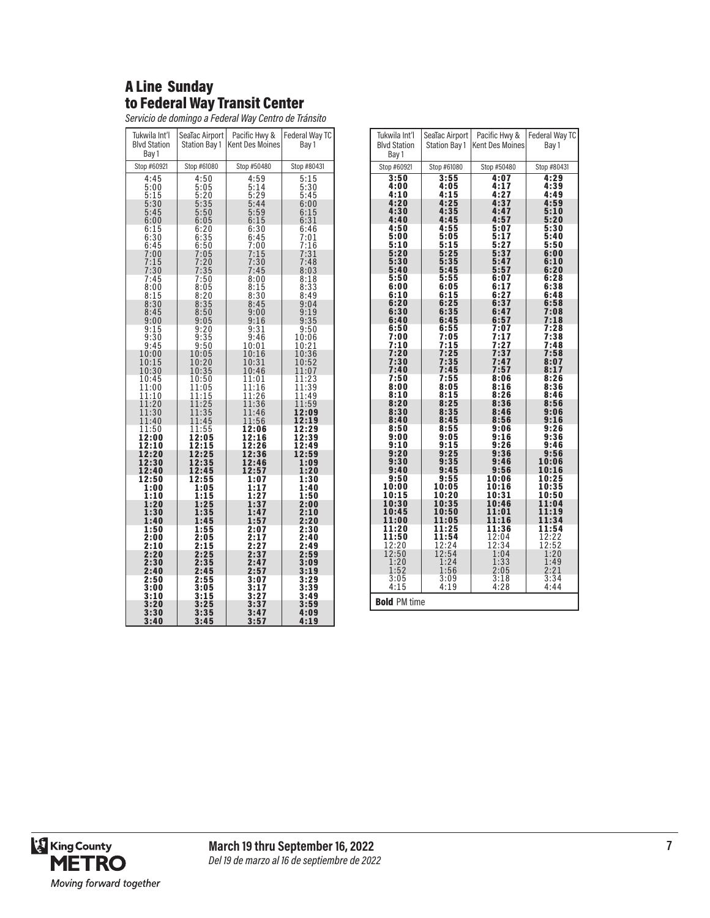# A Line Sunday to Federal Way Transit Center

*Servicio de domingo a Federal Way Centro de Tránsito*

| Tukwila Int'l Blvd Station Bay 1 | SeaTac Airport Station Bay 1 | Pacific Hwy & Kent Des Moines | Federal Way TC Bay 1 |
|---|---|---|---|
| Stop #60921 | Stop #61080 | Stop #50480 | Stop #80431 |
| 4:45 | 4:50 | 4:59 | 5:15 |
| 5:00 | 5:05 | 5:14 | 5:30 |
| 5:15 | 5:20 | 5:29 | 5:45 |
| 5:30 | 5:35 | 5:44 | 6:00 |
| 5:45 | 5:50 | 5:59 | 6:15 |
| 6:00 | 6:05 | 6:15 | 6:31 |
| 6:15 | 6:20 | 6:30 | 6:46 |
| 6:30 | 6:35 | 6:45 | 7:01 |
| 6:45 | 6:50 | 7:00 | 7:16 |
| 7:00 | 7:05 | 7:15 | 7:31 |
| 7:15 | 7:20 | 7:30 | 7:48 |
| 7:30 | 7:35 | 7:45 | 8:03 |
| 7:45 | 7:50 | 8:00 | 8:18 |
| 8:00 | 8:05 | 8:15 | 8:33 |
| 8:15 | 8:20 | 8:30 | 8:49 |
| 8:30 | 8:35 | 8:45 | 9:04 |
| 8:45 | 8:50 | 9:00 | 9:19 |
| 9:00 | 9:05 | 9:16 | 9:35 |
| 9:15 | 9:20 | 9:31 | 9:50 |
| 9:30 | 9:35 | 9:46 | 10:06 |
| 9:45 | 9:50 | 10:01 | 10:21 |
| 10:00 | 10:05 | 10:16 | 10:36 |
| 10:15 | 10:20 | 10:31 | 10:52 |
| 10:30 | 10:35 | 10:46 | 11:07 |
| 10:45 | 10:50 | 11:01 | 11:23 |
| 11:00 | 11:05 | 11:16 | 11:39 |
| 11:10 | 11:15 | 11:26 | 11:49 |
| 11:20 | 11:25 | 11:36 | 11:59 |
| 11:30 | 11:35 | 11:46 | **12:09** |
| 11:40 | 11:45 | 11:56 | **12:19** |
| 11:50 | 11:55 | **12:06** | **12:29** |
| **12:00** | **12:05** | **12:16** | **12:39** |
| **12:10** | **12:15** | **12:26** | **12:49** |
| **12:20** | **12:25** | **12:36** | **12:59** |
| **12:30** | **12:35** | **12:46** | **1:09** |
| **12:40** | **12:45** | **12:57** | **1:20** |
| **12:50** | **12:55** | **1:07** | **1:30** |
| **1:00** | **1:05** | **1:17** | **1:40** |
| **1:10** | **1:15** | **1:27** | **1:50** |
| **1:20** | **1:25** | **1:37** | **2:00** |
| **1:30** | **1:35** | **1:47** | **2:10** |
| **1:40** | **1:45** | **1:57** | **2:20** |
| **1:50** | **1:55** | **2:07** | **2:30** |
| **2:00** | **2:05** | **2:17** | **2:40** |
| **2:10** | **2:15** | **2:27** | **2:49** |
| **2:20** | **2:25** | **2:37** | **2:59** |
| **2:30** | **2:35** | **2:47** | **3:09** |
| **2:40** | **2:45** | **2:57** | **3:19** |
| **2:50** | **2:55** | **3:07** | **3:29** |
| **3:00** | **3:05** | **3:17** | **3:39** |
| **3:10** | **3:15** | **3:27** | **3:49** |
| **3:20** | **3:25** | **3:37** | **3:59** |
| **3:30** | **3:35** | **3:47** | **4:09** |
| **3:40** | **3:45** | **3:57** | **4:19** |
| **3:50** | **3:55** | **4:07** | **4:29** |
| **4:00** | **4:05** | **4:17** | **4:39** |
| **4:10** | **4:15** | **4:27** | **4:49** |
| **4:20** | **4:25** | **4:37** | **4:59** |
| **4:30** | **4:35** | **4:47** | **5:10** |
| **4:40** | **4:45** | **4:57** | **5:20** |
| **4:50** | **4:55** | **5:07** | **5:30** |
| **5:00** | **5:05** | **5:17** | **5:40** |
| **5:10** | **5:15** | **5:27** | **5:50** |
| **5:20** | **5:25** | **5:37** | **6:00** |
| **5:30** | **5:35** | **5:47** | **6:10** |
| **5:40** | **5:45** | **5:57** | **6:20** |
| **5:50** | **5:55** | **6:07** | **6:28** |
| **6:00** | **6:05** | **6:17** | **6:38** |
| **6:10** | **6:15** | **6:27** | **6:48** |
| **6:20** | **6:25** | **6:37** | **6:58** |
| **6:30** | **6:35** | **6:47** | **7:08** |
| **6:40** | **6:45** | **6:57** | **7:18** |
| **6:50** | **6:55** | **7:07** | **7:28** |
| **7:00** | **7:05** | **7:17** | **7:38** |
| **7:10** | **7:15** | **7:27** | **7:48** |
| **7:20** | **7:25** | **7:37** | **7:58** |
| **7:30** | **7:35** | **7:47** | **8:07** |
| **7:40** | **7:45** | **7:57** | **8:17** |
| **7:50** | **7:55** | **8:06** | **8:26** |
| **8:00** | **8:05** | **8:16** | **8:36** |
| **8:10** | **8:15** | **8:26** | **8:46** |
| **8:20** | **8:25** | **8:36** | **8:56** |
| **8:30** | **8:35** | **8:46** | **9:06** |
| **8:40** | **8:45** | **8:56** | **9:16** |
| **8:50** | **8:55** | **9:06** | **9:26** |
| **9:00** | **9:05** | **9:16** | **9:36** |
| **9:10** | **9:15** | **9:26** | **9:46** |
| **9:20** | **9:25** | **9:36** | **9:56** |
| **9:30** | **9:35** | **9:46** | **10:06** |
| **9:40** | **9:45** | **9:56** | **10:16** |
| **9:50** | **9:55** | **10:06** | **10:25** |
| **10:00** | **10:05** | **10:16** | **10:35** |
| **10:15** | **10:20** | **10:31** | **10:50** |
| **10:30** | **10:35** | **10:46** | **11:04** |
| **10:45** | **10:50** | **11:01** | **11:19** |
| **11:00** | **11:05** | **11:16** | **11:34** |
| **11:20** | **11:25** | **11:36** | **11:54** |
| **11:50** | **11:54** | 12:04 | 12:22 |
| 12:20 | 12:24 | 12:34 | 12:52 |
| 12:50 | 12:54 | 1:04 | 1:20 |
| 1:20 | 1:24 | 1:33 | 1:49 |
| 1:52 | 1:56 | 2:05 | 2:21 |
| 3:05 | 3:09 | 3:18 | 3:34 |
| 4:15 | 4:19 | 4:28 | 4:44 |

**Bold** PM time

King County METRO
*Moving forward together*

**March 19 thru September 16, 2022**
*Del 19 de marzo al 16 de septiembre de 2022*